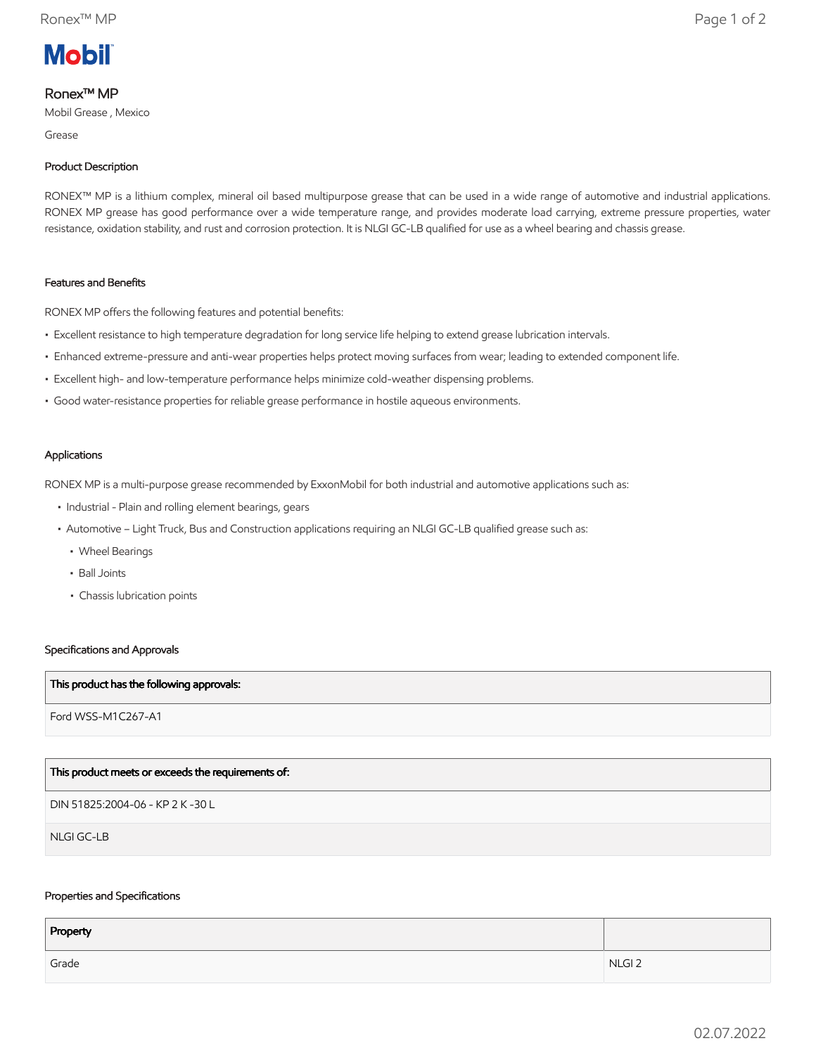Mobil

# Ronex™ MP

Mobil Grease , Mexico

Grease

## Product Description

RONEX™ MP is a lithium complex, mineral oil based multipurpose grease that can be used in a wide range of automotive and industrial applications. RONEX MP grease has good performance over a wide temperature range, and provides moderate load carrying, extreme pressure properties, water resistance, oxidation stability, and rust and corrosion protection. It is NLGI GC-LB qualified for use as a wheel bearing and chassis grease.

## Features and Benefits

RONEX MP offers the following features and potential benefits:

- Excellent resistance to high temperature degradation for long service life helping to extend grease lubrication intervals.
- Enhanced extreme-pressure and anti-wear properties helps protect moving surfaces from wear; leading to extended component life.
- Excellent high- and low-temperature performance helps minimize cold-weather dispensing problems.
- Good water-resistance properties for reliable grease performance in hostile aqueous environments.

## Applications

RONEX MP is a multi-purpose grease recommended by ExxonMobil for both industrial and automotive applications such as:

- Industrial - Plain and rolling element bearings, gears
- Automotive – Light Truck, Bus and Construction applications requiring an NLGI GC-LB qualified grease such as:
  - Wheel Bearings
  - Ball Joints
  - Chassis lubrication points

## Specifications and Approvals

| This product has the following approvals: |
|---|
| Ford WSS-M1C267-A1 |

| This product meets or exceeds the requirements of: |
|---|
| DIN 51825:2004-06 - KP 2 K -30 L |
| NLGI GC-LB |

## Properties and Specifications

| Property | |
|---|---|
| Grade | NLGI 2 |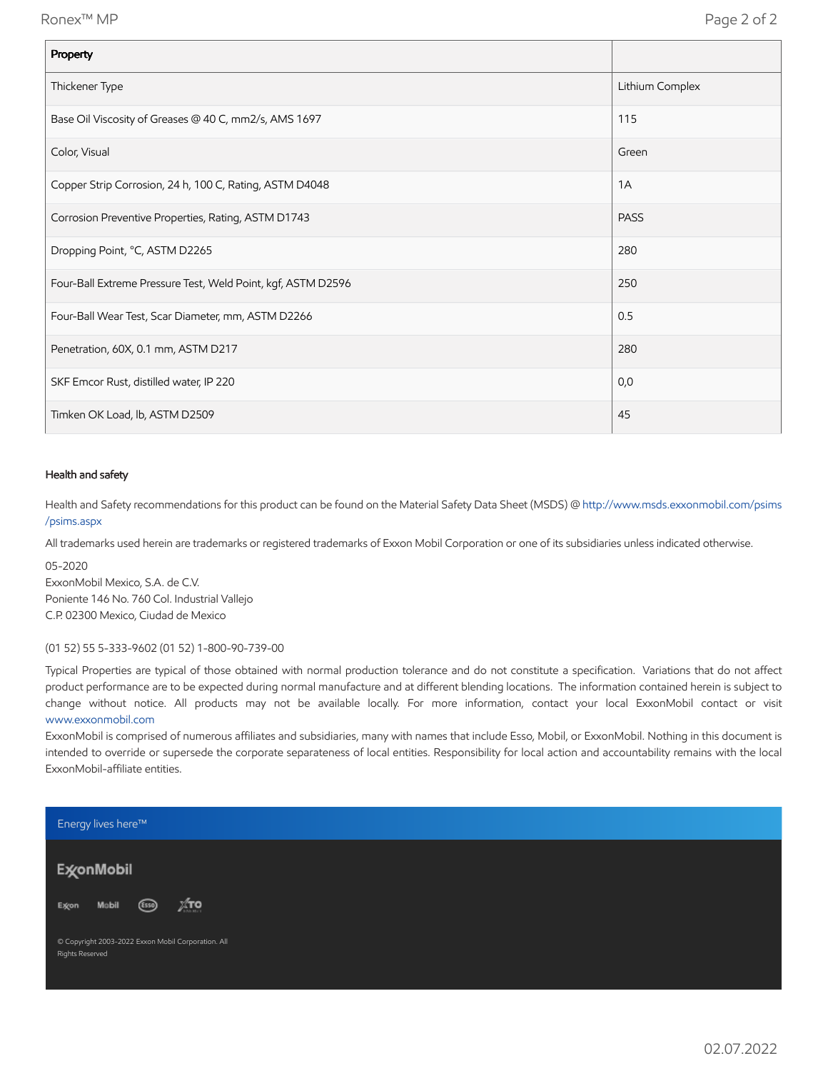| Property | |
|---|---|
| Thickener Type | Lithium Complex |
| Base Oil Viscosity of Greases @ 40 C, mm2/s, AMS 1697 | 115 |
| Color, Visual | Green |
| Copper Strip Corrosion, 24 h, 100 C, Rating, ASTM D4048 | 1A |
| Corrosion Preventive Properties, Rating, ASTM D1743 | PASS |
| Dropping Point, °C, ASTM D2265 | 280 |
| Four-Ball Extreme Pressure Test, Weld Point, kgf, ASTM D2596 | 250 |
| Four-Ball Wear Test, Scar Diameter, mm, ASTM D2266 | 0.5 |
| Penetration, 60X, 0.1 mm, ASTM D217 | 280 |
| SKF Emcor Rust, distilled water, IP 220 | 0,0 |
| Timken OK Load, lb, ASTM D2509 | 45 |

#### Health and safety

Health and Safety recommendations for this product can be found on the Material Safety Data Sheet (MSDS) @ http://www.msds.exxonmobil.com/psims/psims.aspx

All trademarks used herein are trademarks or registered trademarks of Exxon Mobil Corporation or one of its subsidiaries unless indicated otherwise.

05-2020
ExxonMobil Mexico, S.A. de C.V.
Poniente 146 No. 760 Col. Industrial Vallejo
C.P. 02300 Mexico, Ciudad de Mexico

(01 52) 55 5-333-9602 (01 52) 1-800-90-739-00

Typical Properties are typical of those obtained with normal production tolerance and do not constitute a specification. Variations that do not affect product performance are to be expected during normal manufacture and at different blending locations. The information contained herein is subject to change without notice. All products may not be available locally. For more information, contact your local ExxonMobil contact or visit www.exxonmobil.com

ExxonMobil is comprised of numerous affiliates and subsidiaries, many with names that include Esso, Mobil, or ExxonMobil. Nothing in this document is intended to override or supersede the corporate separateness of local entities. Responsibility for local action and accountability remains with the local ExxonMobil-affiliate entities.

Energy lives here™

ExxonMobil

Exxon Mobil Esso XTO

© Copyright 2003-2022 Exxon Mobil Corporation. All Rights Reserved

02.07.2022